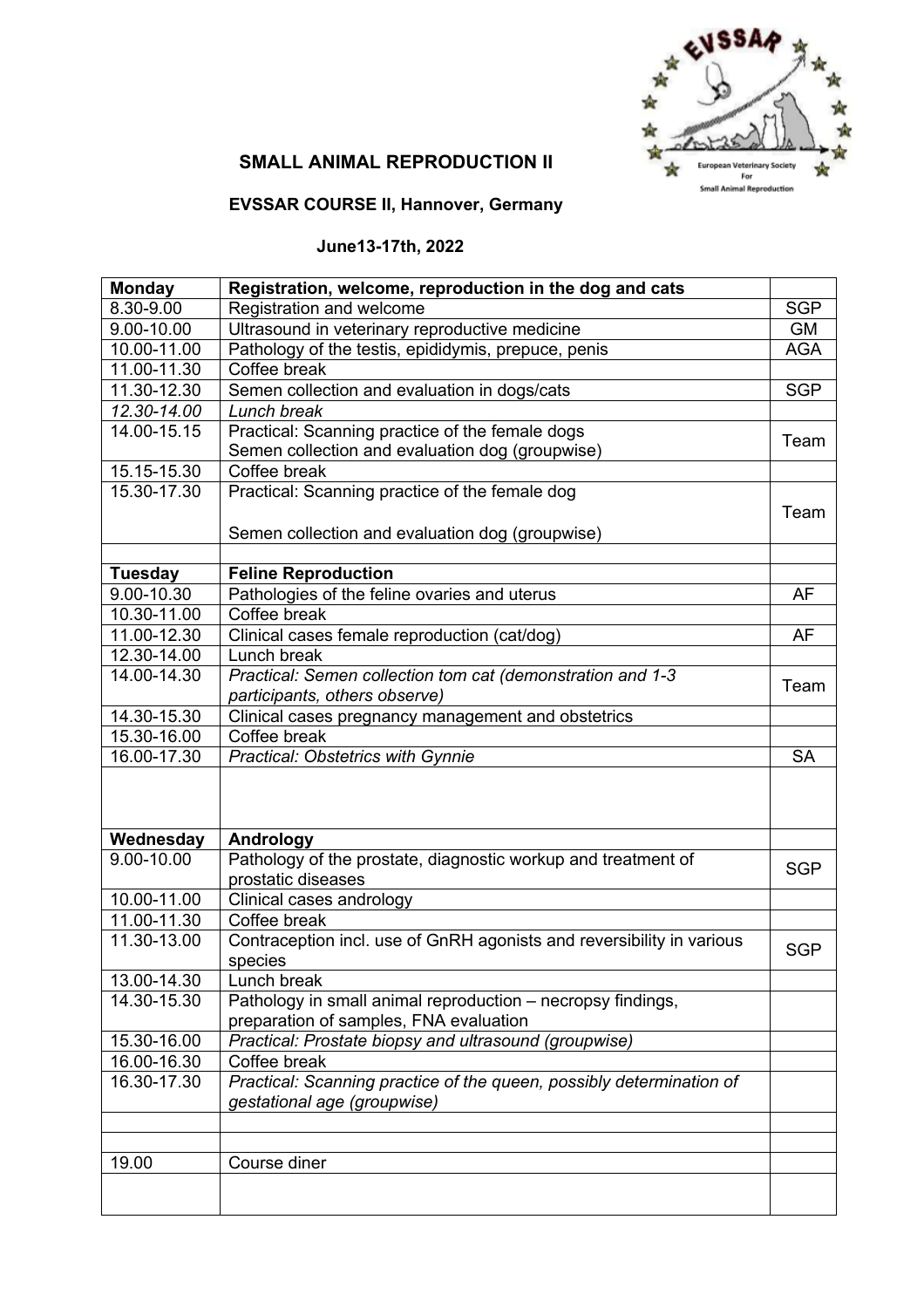## SMALL ANIMAL REPRODUCTION II

### EVSSAR COURSE II, Hannover, Germany

### June13-17th, 2022

| **Monday** | **Registration, welcome, reproduction in the dog and cats** | |
|---|---|---|
| 8.30-9.00 | Registration and welcome | SGP |
| 9.00-10.00 | Ultrasound in veterinary reproductive medicine | GM |
| 10.00-11.00 | Pathology of the testis, epididymis, prepuce, penis | AGA |
| 11.00-11.30 | Coffee break | |
| 11.30-12.30 | Semen collection and evaluation in dogs/cats | SGP |
| *12.30-14.00* | *Lunch break* | |
| 14.00-15.15 | Practical: Scanning practice of the female dogs<br>Semen collection and evaluation dog (groupwise) | Team |
| 15.15-15.30 | Coffee break | |
| 15.30-17.30 | Practical: Scanning practice of the female dog<br><br>Semen collection and evaluation dog (groupwise) | Team |
| | | |
| **Tuesday** | **Feline Reproduction** | |
| 9.00-10.30 | Pathologies of the feline ovaries and uterus | AF |
| 10.30-11.00 | Coffee break | |
| 11.00-12.30 | Clinical cases female reproduction (cat/dog) | AF |
| 12.30-14.00 | Lunch break | |
| 14.00-14.30 | *Practical: Semen collection tom cat (demonstration and 1-3 participants, others observe)* | Team |
| 14.30-15.30 | Clinical cases pregnancy management and obstetrics | |
| 15.30-16.00 | Coffee break | |
| 16.00-17.30 | *Practical: Obstetrics with Gynnie* | SA |
| | | |
| **Wednesday** | **Andrology** | |
| 9.00-10.00 | Pathology of the prostate, diagnostic workup and treatment of prostatic diseases | SGP |
| 10.00-11.00 | Clinical cases andrology | |
| 11.00-11.30 | Coffee break | |
| 11.30-13.00 | Contraception incl. use of GnRH agonists and reversibility in various species | SGP |
| 13.00-14.30 | Lunch break | |
| 14.30-15.30 | Pathology in small animal reproduction – necropsy findings, preparation of samples, FNA evaluation | |
| 15.30-16.00 | *Practical: Prostate biopsy and ultrasound (groupwise)* | |
| 16.00-16.30 | Coffee break | |
| 16.30-17.30 | *Practical: Scanning practice of the queen, possibly determination of gestational age (groupwise)* | |
| | | |
| | | |
| 19.00 | Course diner | |
| | | |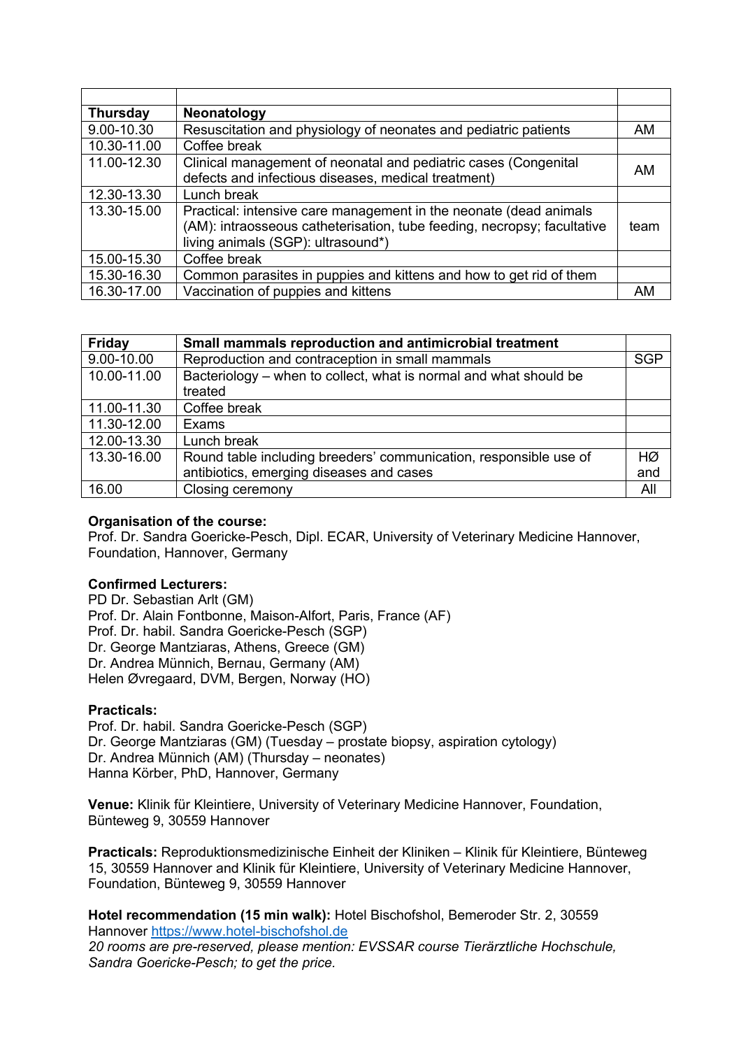| | | |
|---|---|---|
| **Thursday** | **Neonatology** | |
| 9.00-10.30 | Resuscitation and physiology of neonates and pediatric patients | AM |
| 10.30-11.00 | Coffee break | |
| 11.00-12.30 | Clinical management of neonatal and pediatric cases (Congenital defects and infectious diseases, medical treatment) | AM |
| 12.30-13.30 | Lunch break | |
| 13.30-15.00 | Practical: intensive care management in the neonate (dead animals (AM): intraosseous catheterisation, tube feeding, necropsy; facultative living animals (SGP): ultrasound*) | team |
| 15.00-15.30 | Coffee break | |
| 15.30-16.30 | Common parasites in puppies and kittens and how to get rid of them | |
| 16.30-17.00 | Vaccination of puppies and kittens | AM |

| **Friday** | **Small mammals reproduction and antimicrobial treatment** | |
|---|---|---|
| 9.00-10.00 | Reproduction and contraception in small mammals | SGP |
| 10.00-11.00 | Bacteriology – when to collect, what is normal and what should be treated | |
| 11.00-11.30 | Coffee break | |
| 11.30-12.00 | Exams | |
| 12.00-13.30 | Lunch break | |
| 13.30-16.00 | Round table including breeders' communication, responsible use of antibiotics, emerging diseases and cases | HØ and |
| 16.00 | Closing ceremony | All |

**Organisation of the course:**
Prof. Dr. Sandra Goericke-Pesch, Dipl. ECAR, University of Veterinary Medicine Hannover, Foundation, Hannover, Germany

**Confirmed Lecturers:**
PD Dr. Sebastian Arlt (GM)
Prof. Dr. Alain Fontbonne, Maison-Alfort, Paris, France (AF)
Prof. Dr. habil. Sandra Goericke-Pesch (SGP)
Dr. George Mantziaras, Athens, Greece (GM)
Dr. Andrea Münnich, Bernau, Germany (AM)
Helen Øvregaard, DVM, Bergen, Norway (HO)

**Practicals:**
Prof. Dr. habil. Sandra Goericke-Pesch (SGP)
Dr. George Mantziaras (GM) (Tuesday – prostate biopsy, aspiration cytology)
Dr. Andrea Münnich (AM) (Thursday – neonates)
Hanna Körber, PhD, Hannover, Germany

**Venue:** Klinik für Kleintiere, University of Veterinary Medicine Hannover, Foundation, Bünteweg 9, 30559 Hannover

**Practicals:** Reproduktionsmedizinische Einheit der Kliniken – Klinik für Kleintiere, Bünteweg 15, 30559 Hannover and Klinik für Kleintiere, University of Veterinary Medicine Hannover, Foundation, Bünteweg 9, 30559 Hannover

**Hotel recommendation (15 min walk):** Hotel Bischofshol, Bemeroder Str. 2, 30559 Hannover https://www.hotel-bischofshol.de
*20 rooms are pre-reserved, please mention: EVSSAR course Tierärztliche Hochschule, Sandra Goericke-Pesch; to get the price.*